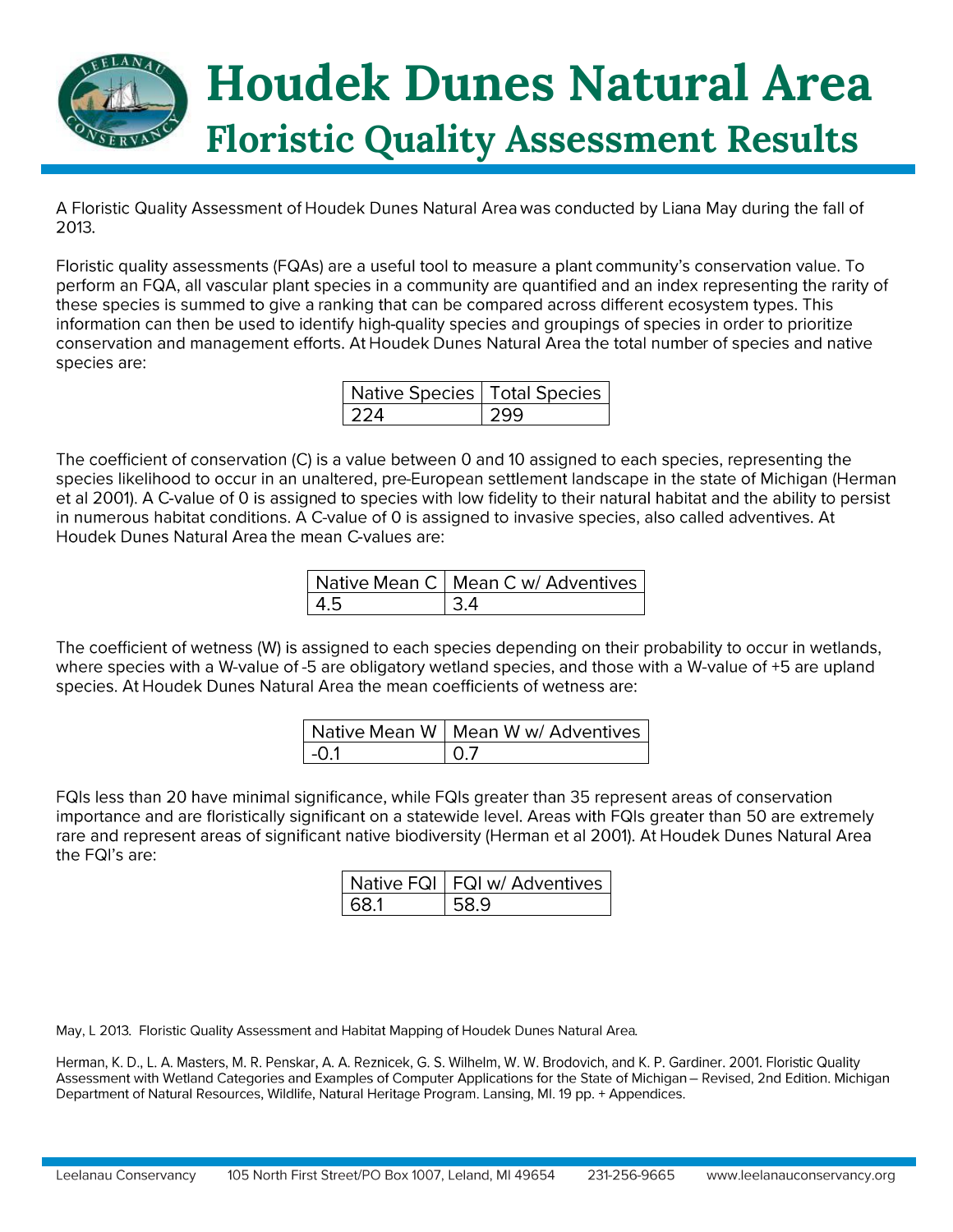# Houdek Dunes Natural Area

## Floristic Quality Assessment Results

A Floristic Quality Assessment of Houdek Dunes Natural Area was conducted by Liana May during the fall of 2013.

Floristic quality assessments (FQAs) are a useful tool to measure a plant community's conservation value. To perform an FQA, all vascular plant species in a community are quantified and an index representing the rarity of these species is summed to give a ranking that can be compared across different ecosystem types. This information can then be used to identify high-quality species and groupings of species in order to prioritize conservation and management efforts. At Houdek Dunes Natural Area the total number of species and native species are:

| Native Species | Total Species |
|---|---|
| 224 | 299 |

The coefficient of conservation (C) is a value between 0 and 10 assigned to each species, representing the species likelihood to occur in an unaltered, pre-European settlement landscape in the state of Michigan (Herman et al 2001). A C-value of 0 is assigned to species with low fidelity to their natural habitat and the ability to persist in numerous habitat conditions. A C-value of 0 is assigned to invasive species, also called adventives. At Houdek Dunes Natural Area the mean C-values are:

| Native Mean C | Mean C w/ Adventives |
|---|---|
| 4.5 | 3.4 |

The coefficient of wetness (W) is assigned to each species depending on their probability to occur in wetlands, where species with a W-value of -5 are obligatory wetland species, and those with a W-value of +5 are upland species. At Houdek Dunes Natural Area the mean coefficients of wetness are:

| Native Mean W | Mean W w/ Adventives |
|---|---|
| -0.1 | 0.7 |

FQIs less than 20 have minimal significance, while FQIs greater than 35 represent areas of conservation importance and are floristically significant on a statewide level. Areas with FQIs greater than 50 are extremely rare and represent areas of significant native biodiversity (Herman et al 2001). At Houdek Dunes Natural Area the FQI's are:

| Native FQI | FQI w/ Adventives |
|---|---|
| 68.1 | 58.9 |

May, L 2013. Floristic Quality Assessment and Habitat Mapping of Houdek Dunes Natural Area.

Herman, K. D., L. A. Masters, M. R. Penskar, A. A. Reznicek, G. S. Wilhelm, W. W. Brodovich, and K. P. Gardiner. 2001. Floristic Quality Assessment with Wetland Categories and Examples of Computer Applications for the State of Michigan – Revised, 2nd Edition. Michigan Department of Natural Resources, Wildlife, Natural Heritage Program. Lansing, MI. 19 pp. + Appendices.

Leelanau Conservancy 105 North First Street/PO Box 1007, Leland, MI 49654 231-256-9665 www.leelanauconservancy.org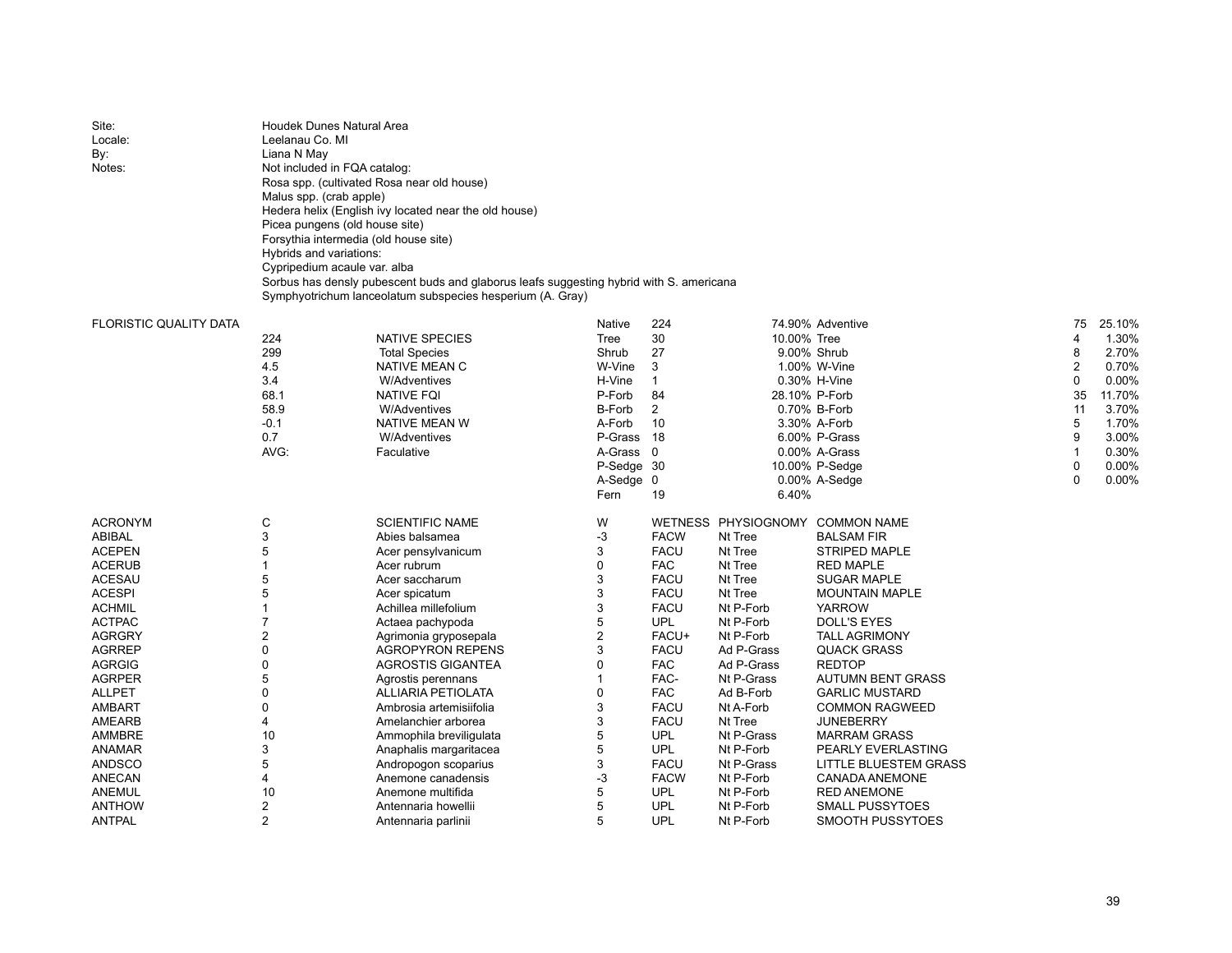| | |
|---|---|
| Site: | Houdek Dunes Natural Area |
| Locale: | Leelanau Co. MI |
| By: | Liana N May |
| Notes: | Not included in FQA catalog: |
| | Rosa spp. (cultivated Rosa near old house) |
| | Malus spp. (crab apple) |
| | Hedera helix (English ivy located near the old house) |
| | Picea pungens (old house site) |
| | Forsythia intermedia (old house site) |
| | Hybrids and variations: |
| | Cypripedium acaule var. alba |
| | Sorbus has densly pubescent buds and glaborus leafs suggesting hybrid with S. americana |
| | Symphyotrichum lanceolatum subspecies hesperium (A. Gray) |

| FLORISTIC QUALITY DATA | | | | | | | | |
|---|---|---|---|---|---|---|---|---|
| | | | Native | 224 | 74.90% | Adventive | 75 | 25.10% |
| | 224 | NATIVE SPECIES | Tree | 30 | 10.00% | Tree | 4 | 1.30% |
| | 299 | Total Species | Shrub | 27 | 9.00% | Shrub | 8 | 2.70% |
| | 4.5 | NATIVE MEAN C | W-Vine | 3 | 1.00% | W-Vine | 2 | 0.70% |
| | 3.4 | W/Adventives | H-Vine | 1 | 0.30% | H-Vine | 0 | 0.00% |
| | 68.1 | NATIVE FQI | P-Forb | 84 | 28.10% | P-Forb | 35 | 11.70% |
| | 58.9 | W/Adventives | B-Forb | 2 | 0.70% | B-Forb | 11 | 3.70% |
| | -0.1 | NATIVE MEAN W | A-Forb | 10 | 3.30% | A-Forb | 5 | 1.70% |
| | 0.7 | W/Adventives | P-Grass | 18 | 6.00% | P-Grass | 9 | 3.00% |
| | AVG: | Faculative | A-Grass | 0 | 0.00% | A-Grass | 1 | 0.30% |
| | | | P-Sedge | 30 | 10.00% | P-Sedge | 0 | 0.00% |
| | | | A-Sedge | 0 | 0.00% | A-Sedge | 0 | 0.00% |
| | | | Fern | 19 | 6.40% | | | |

| ACRONYM | C | SCIENTIFIC NAME | W | WETNESS | PHYSIOGNOMY | COMMON NAME |
|---|---|---|---|---|---|---|
| ABIBAL | 3 | Abies balsamea | -3 | FACW | Nt Tree | BALSAM FIR |
| ACEPEN | 5 | Acer pensylvanicum | 3 | FACU | Nt Tree | STRIPED MAPLE |
| ACERUB | 1 | Acer rubrum | 0 | FAC | Nt Tree | RED MAPLE |
| ACESAU | 5 | Acer saccharum | 3 | FACU | Nt Tree | SUGAR MAPLE |
| ACESPI | 5 | Acer spicatum | 3 | FACU | Nt Tree | MOUNTAIN MAPLE |
| ACHMIL | 1 | Achillea millefolium | 3 | FACU | Nt P-Forb | YARROW |
| ACTPAC | 7 | Actaea pachypoda | 5 | UPL | Nt P-Forb | DOLL'S EYES |
| AGRGRY | 2 | Agrimonia gryposepala | 2 | FACU+ | Nt P-Forb | TALL AGRIMONY |
| AGRREP | 0 | AGROPYRON REPENS | 3 | FACU | Ad P-Grass | QUACK GRASS |
| AGRGIG | 0 | AGROSTIS GIGANTEA | 0 | FAC | Ad P-Grass | REDTOP |
| AGRPER | 5 | Agrostis perennans | 1 | FAC- | Nt P-Grass | AUTUMN BENT GRASS |
| ALLPET | 0 | ALLIARIA PETIOLATA | 0 | FAC | Ad B-Forb | GARLIC MUSTARD |
| AMBART | 0 | Ambrosia artemisiifolia | 3 | FACU | Nt A-Forb | COMMON RAGWEED |
| AMEARB | 4 | Amelanchier arborea | 3 | FACU | Nt Tree | JUNEBERRY |
| AMMBRE | 10 | Ammophila breviligulata | 5 | UPL | Nt P-Grass | MARRAM GRASS |
| ANAMAR | 3 | Anaphalis margaritacea | 5 | UPL | Nt P-Forb | PEARLY EVERLASTING |
| ANDSCO | 5 | Andropogon scoparius | 3 | FACU | Nt P-Grass | LITTLE BLUESTEM GRASS |
| ANECAN | 4 | Anemone canadensis | -3 | FACW | Nt P-Forb | CANADA ANEMONE |
| ANEMUL | 10 | Anemone multifida | 5 | UPL | Nt P-Forb | RED ANEMONE |
| ANTHOW | 2 | Antennaria howellii | 5 | UPL | Nt P-Forb | SMALL PUSSYTOES |
| ANTPAL | 2 | Antennaria parlinii | 5 | UPL | Nt P-Forb | SMOOTH PUSSYTOES |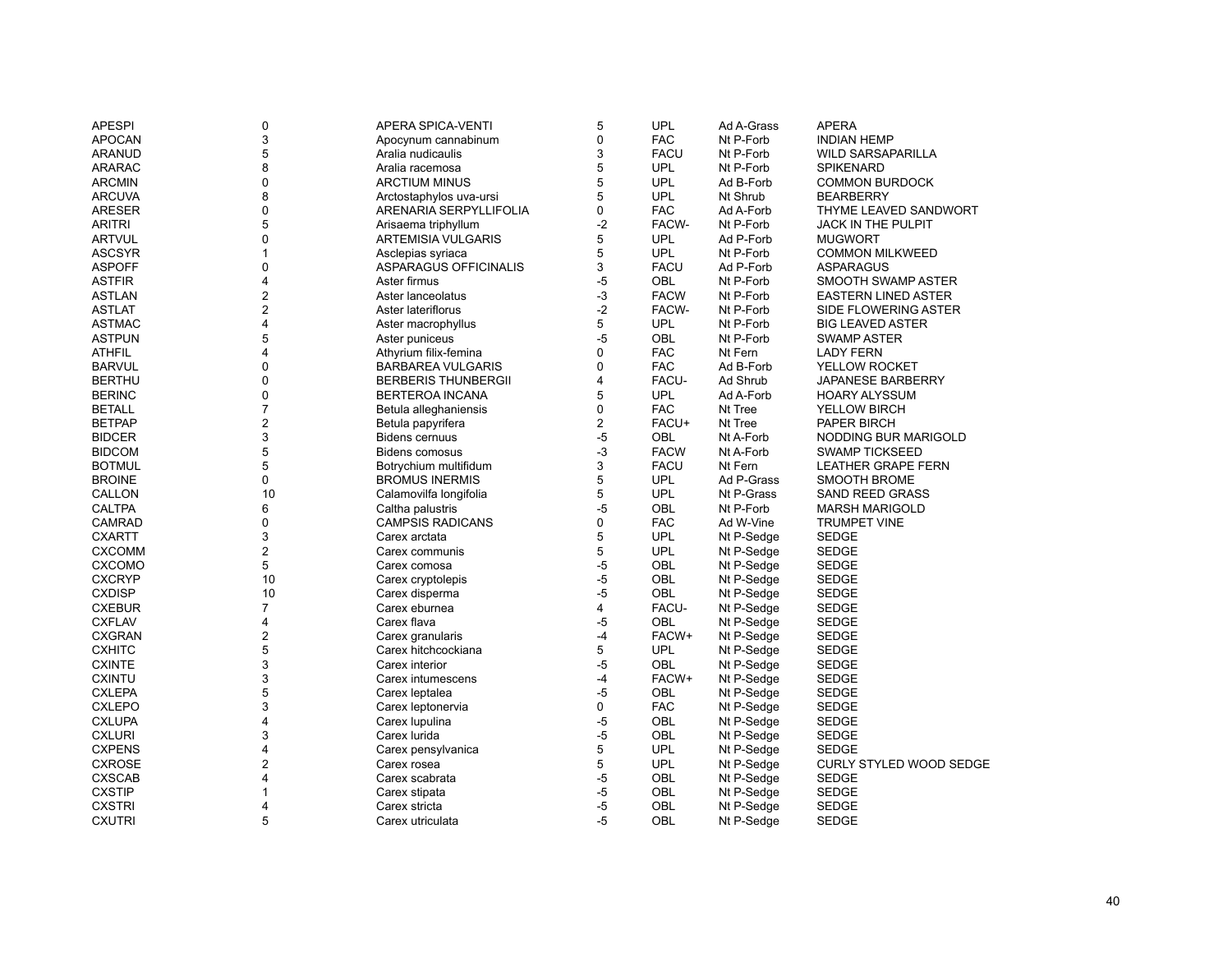| | | | | | | |
|---|---|---|---|---|---|---|
| APESPI | 0 | APERA SPICA-VENTI | 5 | UPL | Ad A-Grass | APERA |
| APOCAN | 3 | Apocynum cannabinum | 0 | FAC | Nt P-Forb | INDIAN HEMP |
| ARANUD | 5 | Aralia nudicaulis | 3 | FACU | Nt P-Forb | WILD SARSAPARILLA |
| ARARAC | 8 | Aralia racemosa | 5 | UPL | Nt P-Forb | SPIKENARD |
| ARCMIN | 0 | ARCTIUM MINUS | 5 | UPL | Ad B-Forb | COMMON BURDOCK |
| ARCUVA | 8 | Arctostaphylos uva-ursi | 5 | UPL | Nt Shrub | BEARBERRY |
| ARESER | 0 | ARENARIA SERPYLLIFOLIA | 0 | FAC | Ad A-Forb | THYME LEAVED SANDWORT |
| ARITRI | 5 | Arisaema triphyllum | -2 | FACW- | Nt P-Forb | JACK IN THE PULPIT |
| ARTVUL | 0 | ARTEMISIA VULGARIS | 5 | UPL | Ad P-Forb | MUGWORT |
| ASCSYR | 1 | Asclepias syriaca | 5 | UPL | Nt P-Forb | COMMON MILKWEED |
| ASPOFF | 0 | ASPARAGUS OFFICINALIS | 3 | FACU | Ad P-Forb | ASPARAGUS |
| ASTFIR | 4 | Aster firmus | -5 | OBL | Nt P-Forb | SMOOTH SWAMP ASTER |
| ASTLAN | 2 | Aster lanceolatus | -3 | FACW | Nt P-Forb | EASTERN LINED ASTER |
| ASTLAT | 2 | Aster lateriflorus | -2 | FACW- | Nt P-Forb | SIDE FLOWERING ASTER |
| ASTMAC | 4 | Aster macrophyllus | 5 | UPL | Nt P-Forb | BIG LEAVED ASTER |
| ASTPUN | 5 | Aster puniceus | -5 | OBL | Nt P-Forb | SWAMP ASTER |
| ATHFIL | 4 | Athyrium filix-femina | 0 | FAC | Nt Fern | LADY FERN |
| BARVUL | 0 | BARBAREA VULGARIS | 0 | FAC | Ad B-Forb | YELLOW ROCKET |
| BERTHU | 0 | BERBERIS THUNBERGII | 4 | FACU- | Ad Shrub | JAPANESE BARBERRY |
| BERINC | 0 | BERTEROA INCANA | 5 | UPL | Ad A-Forb | HOARY ALYSSUM |
| BETALL | 7 | Betula alleghaniensis | 0 | FAC | Nt Tree | YELLOW BIRCH |
| BETPAP | 2 | Betula papyrifera | 2 | FACU+ | Nt Tree | PAPER BIRCH |
| BIDCER | 3 | Bidens cernuus | -5 | OBL | Nt A-Forb | NODDING BUR MARIGOLD |
| BIDCOM | 5 | Bidens comosus | -3 | FACW | Nt A-Forb | SWAMP TICKSEED |
| BOTMUL | 5 | Botrychium multifidum | 3 | FACU | Nt Fern | LEATHER GRAPE FERN |
| BROINE | 0 | BROMUS INERMIS | 5 | UPL | Ad P-Grass | SMOOTH BROME |
| CALLON | 10 | Calamovilfa longifolia | 5 | UPL | Nt P-Grass | SAND REED GRASS |
| CALTPA | 6 | Caltha palustris | -5 | OBL | Nt P-Forb | MARSH MARIGOLD |
| CAMRAD | 0 | CAMPSIS RADICANS | 0 | FAC | Ad W-Vine | TRUMPET VINE |
| CXARTT | 3 | Carex arctata | 5 | UPL | Nt P-Sedge | SEDGE |
| CXCOMM | 2 | Carex communis | 5 | UPL | Nt P-Sedge | SEDGE |
| CXCOMO | 5 | Carex comosa | -5 | OBL | Nt P-Sedge | SEDGE |
| CXCRYP | 10 | Carex cryptolepis | -5 | OBL | Nt P-Sedge | SEDGE |
| CXDISP | 10 | Carex disperma | -5 | OBL | Nt P-Sedge | SEDGE |
| CXEBUR | 7 | Carex eburnea | 4 | FACU- | Nt P-Sedge | SEDGE |
| CXFLAV | 4 | Carex flava | -5 | OBL | Nt P-Sedge | SEDGE |
| CXGRAN | 2 | Carex granularis | -4 | FACW+ | Nt P-Sedge | SEDGE |
| CXHITC | 5 | Carex hitchcockiana | 5 | UPL | Nt P-Sedge | SEDGE |
| CXINTE | 3 | Carex interior | -5 | OBL | Nt P-Sedge | SEDGE |
| CXINTU | 3 | Carex intumescens | -4 | FACW+ | Nt P-Sedge | SEDGE |
| CXLEPA | 5 | Carex leptalea | -5 | OBL | Nt P-Sedge | SEDGE |
| CXLEPO | 3 | Carex leptonervia | 0 | FAC | Nt P-Sedge | SEDGE |
| CXLUPA | 4 | Carex lupulina | -5 | OBL | Nt P-Sedge | SEDGE |
| CXLURI | 3 | Carex lurida | -5 | OBL | Nt P-Sedge | SEDGE |
| CXPENS | 4 | Carex pensylvanica | 5 | UPL | Nt P-Sedge | SEDGE |
| CXROSE | 2 | Carex rosea | 5 | UPL | Nt P-Sedge | CURLY STYLED WOOD SEDGE |
| CXSCAB | 4 | Carex scabrata | -5 | OBL | Nt P-Sedge | SEDGE |
| CXSTIP | 1 | Carex stipata | -5 | OBL | Nt P-Sedge | SEDGE |
| CXSTRI | 4 | Carex stricta | -5 | OBL | Nt P-Sedge | SEDGE |
| CXUTRI | 5 | Carex utriculata | -5 | OBL | Nt P-Sedge | SEDGE |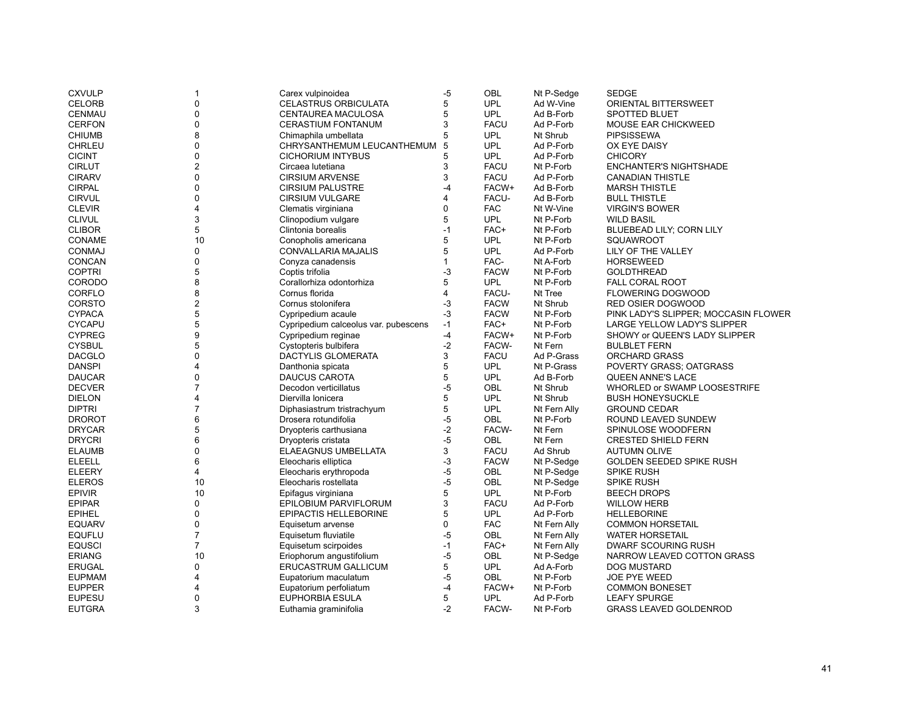| | | | | | | |
|---|---|---|---|---|---|---|
| CXVULP | 1 | Carex vulpinoidea | -5 | OBL | Nt P-Sedge | SEDGE |
| CELORB | 0 | CELASTRUS ORBICULATA | 5 | UPL | Ad W-Vine | ORIENTAL BITTERSWEET |
| CENMAU | 0 | CENTAUREA MACULOSA | 5 | UPL | Ad B-Forb | SPOTTED BLUET |
| CERFON | 0 | CERASTIUM FONTANUM | 3 | FACU | Ad P-Forb | MOUSE EAR CHICKWEED |
| CHIUMB | 8 | Chimaphila umbellata | 5 | UPL | Nt Shrub | PIPSISSEWA |
| CHRLEU | 0 | CHRYSANTHEMUM LEUCANTHEMUM | 5 | UPL | Ad P-Forb | OX EYE DAISY |
| CICINT | 0 | CICHORIUM INTYBUS | 5 | UPL | Ad P-Forb | CHICORY |
| CIRLUT | 2 | Circaea lutetiana | 3 | FACU | Nt P-Forb | ENCHANTER'S NIGHTSHADE |
| CIRARV | 0 | CIRSIUM ARVENSE | 3 | FACU | Ad P-Forb | CANADIAN THISTLE |
| CIRPAL | 0 | CIRSIUM PALUSTRE | -4 | FACW+ | Ad B-Forb | MARSH THISTLE |
| CIRVUL | 0 | CIRSIUM VULGARE | 4 | FACU- | Ad B-Forb | BULL THISTLE |
| CLEVIR | 4 | Clematis virginiana | 0 | FAC | Nt W-Vine | VIRGIN'S BOWER |
| CLIVUL | 3 | Clinopodium vulgare | 5 | UPL | Nt P-Forb | WILD BASIL |
| CLIBOR | 5 | Clintonia borealis | -1 | FAC+ | Nt P-Forb | BLUEBEAD LILY; CORN LILY |
| CONAME | 10 | Conopholis americana | 5 | UPL | Nt P-Forb | SQUAWROOT |
| CONMAJ | 0 | CONVALLARIA MAJALIS | 5 | UPL | Ad P-Forb | LILY OF THE VALLEY |
| CONCAN | 0 | Conyza canadensis | 1 | FAC- | Nt A-Forb | HORSEWEED |
| COPTRI | 5 | Coptis trifolia | -3 | FACW | Nt P-Forb | GOLDTHREAD |
| CORODO | 8 | Corallorhiza odontorhiza | 5 | UPL | Nt P-Forb | FALL CORAL ROOT |
| CORFLO | 8 | Cornus florida | 4 | FACU- | Nt Tree | FLOWERING DOGWOOD |
| CORSTO | 2 | Cornus stolonifera | -3 | FACW | Nt Shrub | RED OSIER DOGWOOD |
| CYPACA | 5 | Cypripedium acaule | -3 | FACW | Nt P-Forb | PINK LADY'S SLIPPER; MOCCASIN FLOWER |
| CYCAPU | 5 | Cypripedium calceolus var. pubescens | -1 | FAC+ | Nt P-Forb | LARGE YELLOW LADY'S SLIPPER |
| CYPREG | 9 | Cypripedium reginae | -4 | FACW+ | Nt P-Forb | SHOWY or QUEEN'S LADY SLIPPER |
| CYSBUL | 5 | Cystopteris bulbifera | -2 | FACW- | Nt Fern | BULBLET FERN |
| DACGLO | 0 | DACTYLIS GLOMERATA | 3 | FACU | Ad P-Grass | ORCHARD GRASS |
| DANSPI | 4 | Danthonia spicata | 5 | UPL | Nt P-Grass | POVERTY GRASS; OATGRASS |
| DAUCAR | 0 | DAUCUS CAROTA | 5 | UPL | Ad B-Forb | QUEEN ANNE'S LACE |
| DECVER | 7 | Decodon verticillatus | -5 | OBL | Nt Shrub | WHORLED or SWAMP LOOSESTRIFE |
| DIELON | 4 | Diervilla lonicera | 5 | UPL | Nt Shrub | BUSH HONEYSUCKLE |
| DIPTRI | 7 | Diphasiastrum tristrachyum | 5 | UPL | Nt Fern Ally | GROUND CEDAR |
| DROROT | 6 | Drosera rotundifolia | -5 | OBL | Nt P-Forb | ROUND LEAVED SUNDEW |
| DRYCAR | 5 | Dryopteris carthusiana | -2 | FACW- | Nt Fern | SPINULOSE WOODFERN |
| DRYCRI | 6 | Dryopteris cristata | -5 | OBL | Nt Fern | CRESTED SHIELD FERN |
| ELAUMB | 0 | ELAEAGNUS UMBELLATA | 3 | FACU | Ad Shrub | AUTUMN OLIVE |
| ELEELL | 6 | Eleocharis elliptica | -3 | FACW | Nt P-Sedge | GOLDEN SEEDED SPIKE RUSH |
| ELEERY | 4 | Eleocharis erythropoda | -5 | OBL | Nt P-Sedge | SPIKE RUSH |
| ELEROS | 10 | Eleocharis rostellata | -5 | OBL | Nt P-Sedge | SPIKE RUSH |
| EPIVIR | 10 | Epifagus virginiana | 5 | UPL | Nt P-Forb | BEECH DROPS |
| EPIPAR | 0 | EPILOBIUM PARVIFLORUM | 3 | FACU | Ad P-Forb | WILLOW HERB |
| EPIHEL | 0 | EPIPACTIS HELLEBORINE | 5 | UPL | Ad P-Forb | HELLEBORINE |
| EQUARV | 0 | Equisetum arvense | 0 | FAC | Nt Fern Ally | COMMON HORSETAIL |
| EQUFLU | 7 | Equisetum fluviatile | -5 | OBL | Nt Fern Ally | WATER HORSETAIL |
| EQUSCI | 7 | Equisetum scirpoides | -1 | FAC+ | Nt Fern Ally | DWARF SCOURING RUSH |
| ERIANG | 10 | Eriophorum angustifolium | -5 | OBL | Nt P-Sedge | NARROW LEAVED COTTON GRASS |
| ERUGAL | 0 | ERUCASTRUM GALLICUM | 5 | UPL | Ad A-Forb | DOG MUSTARD |
| EUPMAM | 4 | Eupatorium maculatum | -5 | OBL | Nt P-Forb | JOE PYE WEED |
| EUPPER | 4 | Eupatorium perfoliatum | -4 | FACW+ | Nt P-Forb | COMMON BONESET |
| EUPESU | 0 | EUPHORBIA ESULA | 5 | UPL | Ad P-Forb | LEAFY SPURGE |
| EUTGRA | 3 | Euthamia graminifolia | -2 | FACW- | Nt P-Forb | GRASS LEAVED GOLDENROD |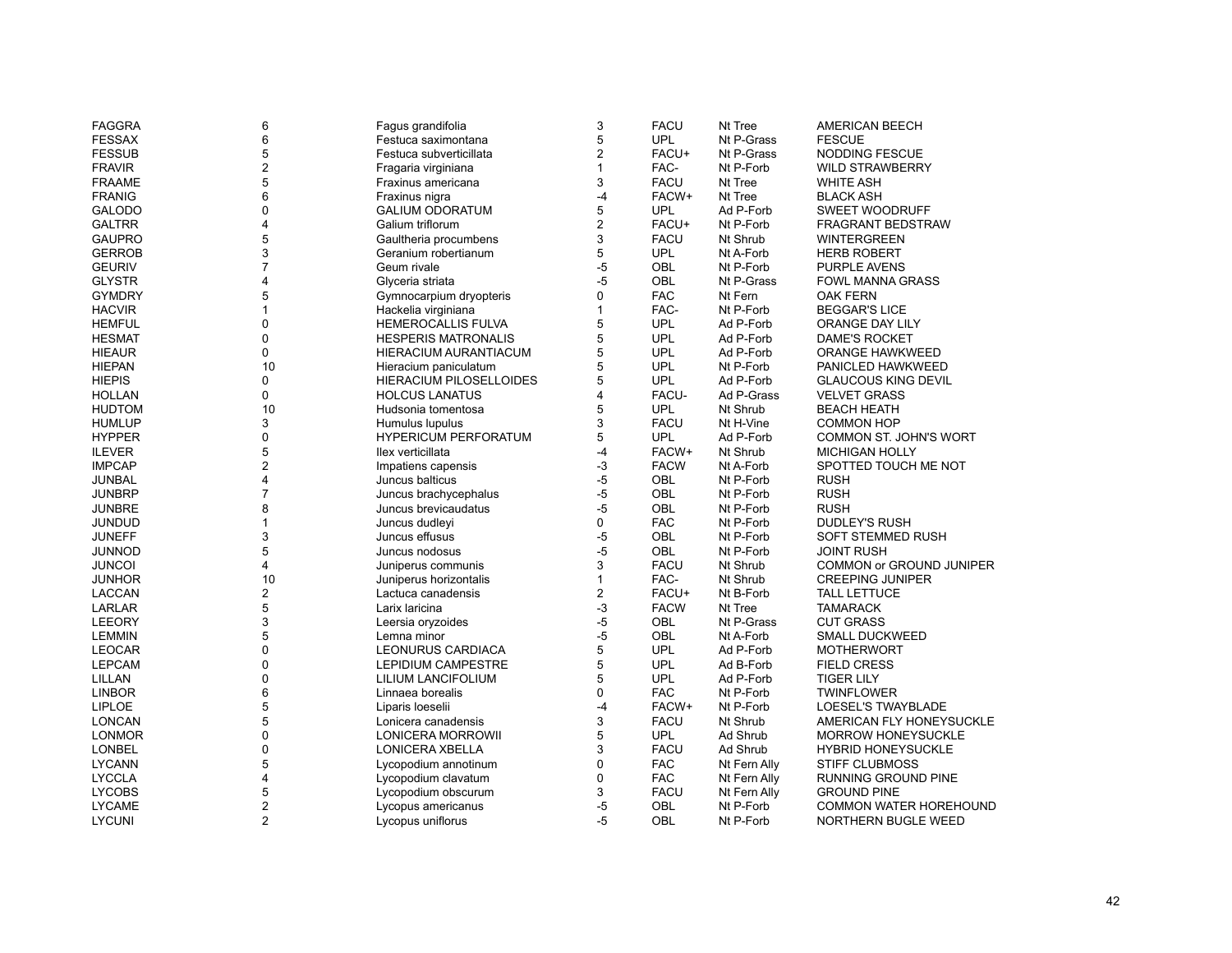| | | | | | | |
|---|---|---|---|---|---|---|
| FAGGRA | 6 | Fagus grandifolia | 3 | FACU | Nt Tree | AMERICAN BEECH |
| FESSAX | 6 | Festuca saximontana | 5 | UPL | Nt P-Grass | FESCUE |
| FESSUB | 5 | Festuca subverticillata | 2 | FACU+ | Nt P-Grass | NODDING FESCUE |
| FRAVIR | 2 | Fragaria virginiana | 1 | FAC- | Nt P-Forb | WILD STRAWBERRY |
| FRAAME | 5 | Fraxinus americana | 3 | FACU | Nt Tree | WHITE ASH |
| FRANIG | 6 | Fraxinus nigra | -4 | FACW+ | Nt Tree | BLACK ASH |
| GALODO | 0 | GALIUM ODORATUM | 5 | UPL | Ad P-Forb | SWEET WOODRUFF |
| GALTRR | 4 | Galium triflorum | 2 | FACU+ | Nt P-Forb | FRAGRANT BEDSTRAW |
| GAUPRO | 5 | Gaultheria procumbens | 3 | FACU | Nt Shrub | WINTERGREEN |
| GERROB | 3 | Geranium robertianum | 5 | UPL | Nt A-Forb | HERB ROBERT |
| GEURIV | 7 | Geum rivale | -5 | OBL | Nt P-Forb | PURPLE AVENS |
| GLYSTR | 4 | Glyceria striata | -5 | OBL | Nt P-Grass | FOWL MANNA GRASS |
| GYMDRY | 5 | Gymnocarpium dryopteris | 0 | FAC | Nt Fern | OAK FERN |
| HACVIR | 1 | Hackelia virginiana | 1 | FAC- | Nt P-Forb | BEGGAR'S LICE |
| HEMFUL | 0 | HEMEROCALLIS FULVA | 5 | UPL | Ad P-Forb | ORANGE DAY LILY |
| HESMAT | 0 | HESPERIS MATRONALIS | 5 | UPL | Ad P-Forb | DAME'S ROCKET |
| HIEAUR | 0 | HIERACIUM AURANTIACUM | 5 | UPL | Ad P-Forb | ORANGE HAWKWEED |
| HIEPAN | 10 | Hieracium paniculatum | 5 | UPL | Nt P-Forb | PANICLED HAWKWEED |
| HIEPIS | 0 | HIERACIUM PILOSELLOIDES | 5 | UPL | Ad P-Forb | GLAUCOUS KING DEVIL |
| HOLLAN | 0 | HOLCUS LANATUS | 4 | FACU- | Ad P-Grass | VELVET GRASS |
| HUDTOM | 10 | Hudsonia tomentosa | 5 | UPL | Nt Shrub | BEACH HEATH |
| HUMLUP | 3 | Humulus lupulus | 3 | FACU | Nt H-Vine | COMMON HOP |
| HYPPER | 0 | HYPERICUM PERFORATUM | 5 | UPL | Ad P-Forb | COMMON ST. JOHN'S WORT |
| ILEVER | 5 | Ilex verticillata | -4 | FACW+ | Nt Shrub | MICHIGAN HOLLY |
| IMPCAP | 2 | Impatiens capensis | -3 | FACW | Nt A-Forb | SPOTTED TOUCH ME NOT |
| JUNBAL | 4 | Juncus balticus | -5 | OBL | Nt P-Forb | RUSH |
| JUNBRP | 7 | Juncus brachycephalus | -5 | OBL | Nt P-Forb | RUSH |
| JUNBRE | 8 | Juncus brevicaudatus | -5 | OBL | Nt P-Forb | RUSH |
| JUNDUD | 1 | Juncus dudleyi | 0 | FAC | Nt P-Forb | DUDLEY'S RUSH |
| JUNEFF | 3 | Juncus effusus | -5 | OBL | Nt P-Forb | SOFT STEMMED RUSH |
| JUNNOD | 5 | Juncus nodosus | -5 | OBL | Nt P-Forb | JOINT RUSH |
| JUNCOI | 4 | Juniperus communis | 3 | FACU | Nt Shrub | COMMON or GROUND JUNIPER |
| JUNHOR | 10 | Juniperus horizontalis | 1 | FAC- | Nt Shrub | CREEPING JUNIPER |
| LACCAN | 2 | Lactuca canadensis | 2 | FACU+ | Nt B-Forb | TALL LETTUCE |
| LARLAR | 5 | Larix laricina | -3 | FACW | Nt Tree | TAMARACK |
| LEEORY | 3 | Leersia oryzoides | -5 | OBL | Nt P-Grass | CUT GRASS |
| LEMMIN | 5 | Lemna minor | -5 | OBL | Nt A-Forb | SMALL DUCKWEED |
| LEOCAR | 0 | LEONURUS CARDIACA | 5 | UPL | Ad P-Forb | MOTHERWORT |
| LEPCAM | 0 | LEPIDIUM CAMPESTRE | 5 | UPL | Ad B-Forb | FIELD CRESS |
| LILLAN | 0 | LILIUM LANCIFOLIUM | 5 | UPL | Ad P-Forb | TIGER LILY |
| LINBOR | 6 | Linnaea borealis | 0 | FAC | Nt P-Forb | TWINFLOWER |
| LIPLOE | 5 | Liparis loeselii | -4 | FACW+ | Nt P-Forb | LOESEL'S TWAYBLADE |
| LONCAN | 5 | Lonicera canadensis | 3 | FACU | Nt Shrub | AMERICAN FLY HONEYSUCKLE |
| LONMOR | 0 | LONICERA MORROWII | 5 | UPL | Ad Shrub | MORROW HONEYSUCKLE |
| LONBEL | 0 | LONICERA XBELLA | 3 | FACU | Ad Shrub | HYBRID HONEYSUCKLE |
| LYCANN | 5 | Lycopodium annotinum | 0 | FAC | Nt Fern Ally | STIFF CLUBMOSS |
| LYCCLA | 4 | Lycopodium clavatum | 0 | FAC | Nt Fern Ally | RUNNING GROUND PINE |
| LYCOBS | 5 | Lycopodium obscurum | 3 | FACU | Nt Fern Ally | GROUND PINE |
| LYCAME | 2 | Lycopus americanus | -5 | OBL | Nt P-Forb | COMMON WATER HOREHOUND |
| LYCUNI | 2 | Lycopus uniflorus | -5 | OBL | Nt P-Forb | NORTHERN BUGLE WEED |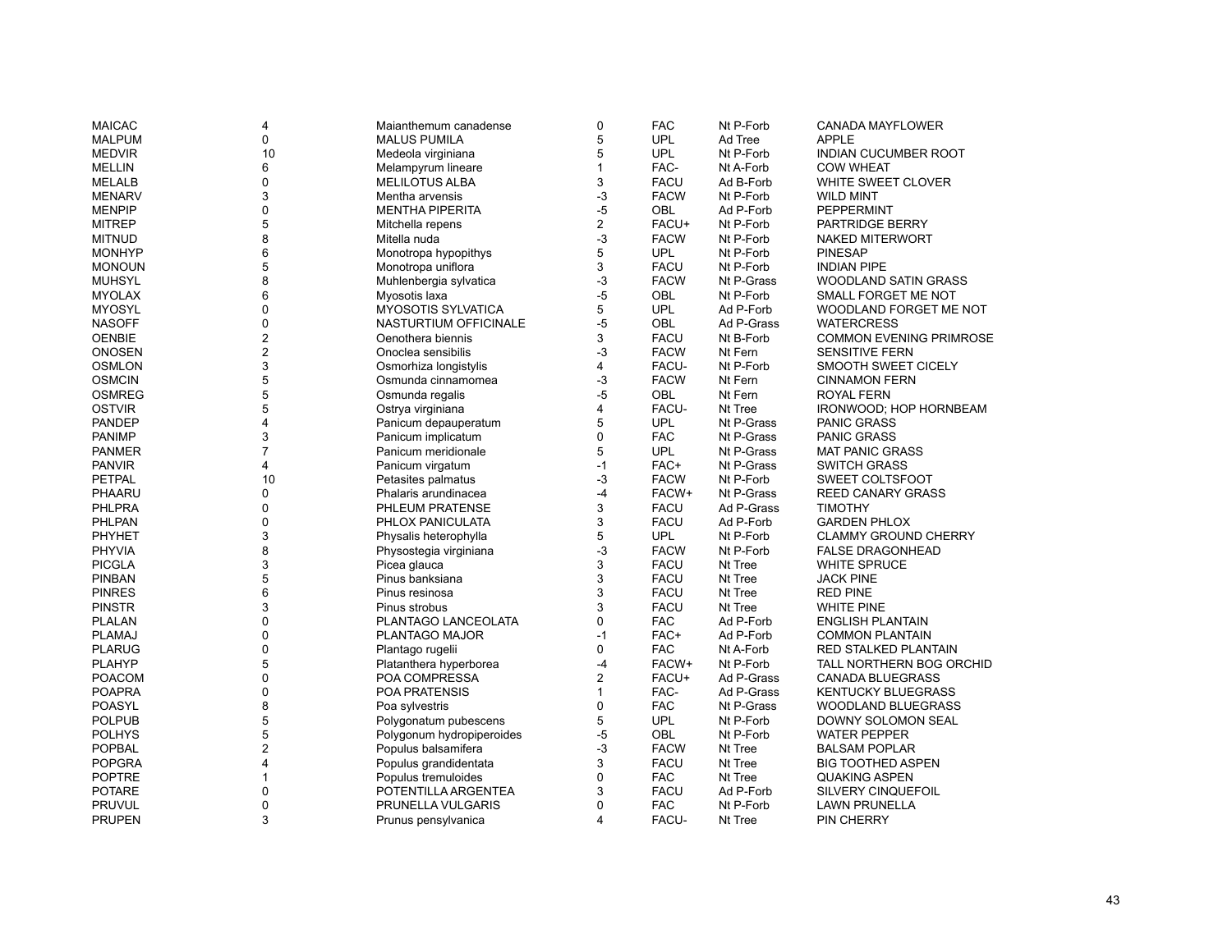| | | | | | | |
|---|---|---|---|---|---|---|
| MAICAC | 4 | Maianthemum canadense | 0 | FAC | Nt P-Forb | CANADA MAYFLOWER |
| MALPUM | 0 | MALUS PUMILA | 5 | UPL | Ad Tree | APPLE |
| MEDVIR | 10 | Medeola virginiana | 5 | UPL | Nt P-Forb | INDIAN CUCUMBER ROOT |
| MELLIN | 6 | Melampyrum lineare | 1 | FAC- | Nt A-Forb | COW WHEAT |
| MELALB | 0 | MELILOTUS ALBA | 3 | FACU | Ad B-Forb | WHITE SWEET CLOVER |
| MENARV | 3 | Mentha arvensis | -3 | FACW | Nt P-Forb | WILD MINT |
| MENPIP | 0 | MENTHA PIPERITA | -5 | OBL | Ad P-Forb | PEPPERMINT |
| MITREP | 5 | Mitchella repens | 2 | FACU+ | Nt P-Forb | PARTRIDGE BERRY |
| MITNUD | 8 | Mitella nuda | -3 | FACW | Nt P-Forb | NAKED MITERWORT |
| MONHYP | 6 | Monotropa hypopithys | 5 | UPL | Nt P-Forb | PINESAP |
| MONOUN | 5 | Monotropa uniflora | 3 | FACU | Nt P-Forb | INDIAN PIPE |
| MUHSYL | 8 | Muhlenbergia sylvatica | -3 | FACW | Nt P-Grass | WOODLAND SATIN GRASS |
| MYOLAX | 6 | Myosotis laxa | -5 | OBL | Nt P-Forb | SMALL FORGET ME NOT |
| MYOSYL | 0 | MYOSOTIS SYLVATICA | 5 | UPL | Ad P-Forb | WOODLAND FORGET ME NOT |
| NASOFF | 0 | NASTURTIUM OFFICINALE | -5 | OBL | Ad P-Grass | WATERCRESS |
| OENBIE | 2 | Oenothera biennis | 3 | FACU | Nt B-Forb | COMMON EVENING PRIMROSE |
| ONOSEN | 2 | Onoclea sensibilis | -3 | FACW | Nt Fern | SENSITIVE FERN |
| OSMLON | 3 | Osmorhiza longistylis | 4 | FACU- | Nt P-Forb | SMOOTH SWEET CICELY |
| OSMCIN | 5 | Osmunda cinnamomea | -3 | FACW | Nt Fern | CINNAMON FERN |
| OSMREG | 5 | Osmunda regalis | -5 | OBL | Nt Fern | ROYAL FERN |
| OSTVIR | 5 | Ostrya virginiana | 4 | FACU- | Nt Tree | IRONWOOD; HOP HORNBEAM |
| PANDEP | 4 | Panicum depauperatum | 5 | UPL | Nt P-Grass | PANIC GRASS |
| PANIMP | 3 | Panicum implicatum | 0 | FAC | Nt P-Grass | PANIC GRASS |
| PANMER | 7 | Panicum meridionale | 5 | UPL | Nt P-Grass | MAT PANIC GRASS |
| PANVIR | 4 | Panicum virgatum | -1 | FAC+ | Nt P-Grass | SWITCH GRASS |
| PETPAL | 10 | Petasites palmatus | -3 | FACW | Nt P-Forb | SWEET COLTSFOOT |
| PHAARU | 0 | Phalaris arundinacea | -4 | FACW+ | Nt P-Grass | REED CANARY GRASS |
| PHLPRA | 0 | PHLEUM PRATENSE | 3 | FACU | Ad P-Grass | TIMOTHY |
| PHLPAN | 0 | PHLOX PANICULATA | 3 | FACU | Ad P-Forb | GARDEN PHLOX |
| PHYHET | 3 | Physalis heterophylla | 5 | UPL | Nt P-Forb | CLAMMY GROUND CHERRY |
| PHYVIA | 8 | Physostegia virginiana | -3 | FACW | Nt P-Forb | FALSE DRAGONHEAD |
| PICGLA | 3 | Picea glauca | 3 | FACU | Nt Tree | WHITE SPRUCE |
| PINBAN | 5 | Pinus banksiana | 3 | FACU | Nt Tree | JACK PINE |
| PINRES | 6 | Pinus resinosa | 3 | FACU | Nt Tree | RED PINE |
| PINSTR | 3 | Pinus strobus | 3 | FACU | Nt Tree | WHITE PINE |
| PLALAN | 0 | PLANTAGO LANCEOLATA | 0 | FAC | Ad P-Forb | ENGLISH PLANTAIN |
| PLAMAJ | 0 | PLANTAGO MAJOR | -1 | FAC+ | Ad P-Forb | COMMON PLANTAIN |
| PLARUG | 0 | Plantago rugelii | 0 | FAC | Nt A-Forb | RED STALKED PLANTAIN |
| PLAHYP | 5 | Platanthera hyperborea | -4 | FACW+ | Nt P-Forb | TALL NORTHERN BOG ORCHID |
| POACOM | 0 | POA COMPRESSA | 2 | FACU+ | Ad P-Grass | CANADA BLUEGRASS |
| POAPRA | 0 | POA PRATENSIS | 1 | FAC- | Ad P-Grass | KENTUCKY BLUEGRASS |
| POASYL | 8 | Poa sylvestris | 0 | FAC | Nt P-Grass | WOODLAND BLUEGRASS |
| POLPUB | 5 | Polygonatum pubescens | 5 | UPL | Nt P-Forb | DOWNY SOLOMON SEAL |
| POLHYS | 5 | Polygonum hydropiperoides | -5 | OBL | Nt P-Forb | WATER PEPPER |
| POPBAL | 2 | Populus balsamifera | -3 | FACW | Nt Tree | BALSAM POPLAR |
| POPGRA | 4 | Populus grandidentata | 3 | FACU | Nt Tree | BIG TOOTHED ASPEN |
| POPTRE | 1 | Populus tremuloides | 0 | FAC | Nt Tree | QUAKING ASPEN |
| POTARE | 0 | POTENTILLA ARGENTEA | 3 | FACU | Ad P-Forb | SILVERY CINQUEFOIL |
| PRUVUL | 0 | PRUNELLA VULGARIS | 0 | FAC | Nt P-Forb | LAWN PRUNELLA |
| PRUPEN | 3 | Prunus pensylvanica | 4 | FACU- | Nt Tree | PIN CHERRY |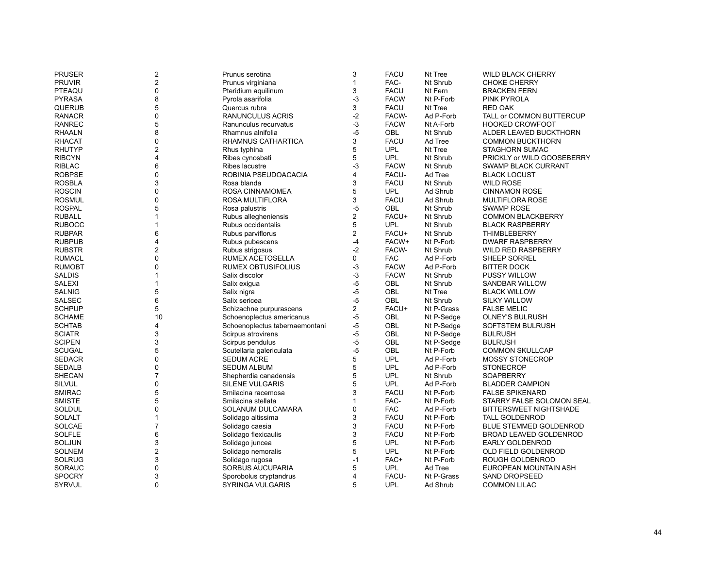| | | | | | | |
|---|---|---|---|---|---|---|
| PRUSER | 2 | Prunus serotina | 3 | FACU | Nt Tree | WILD BLACK CHERRY |
| PRUVIR | 2 | Prunus virginiana | 1 | FAC- | Nt Shrub | CHOKE CHERRY |
| PTEAQU | 0 | Pteridium aquilinum | 3 | FACU | Nt Fern | BRACKEN FERN |
| PYRASA | 8 | Pyrola asarifolia | -3 | FACW | Nt P-Forb | PINK PYROLA |
| QUERUB | 5 | Quercus rubra | 3 | FACU | Nt Tree | RED OAK |
| RANACR | 0 | RANUNCULUS ACRIS | -2 | FACW- | Ad P-Forb | TALL or COMMON BUTTERCUP |
| RANREC | 5 | Ranunculus recurvatus | -3 | FACW | Nt A-Forb | HOOKED CROWFOOT |
| RHAALN | 8 | Rhamnus alnifolia | -5 | OBL | Nt Shrub | ALDER LEAVED BUCKTHORN |
| RHACAT | 0 | RHAMNUS CATHARTICA | 3 | FACU | Ad Tree | COMMON BUCKTHORN |
| RHUTYP | 2 | Rhus typhina | 5 | UPL | Nt Tree | STAGHORN SUMAC |
| RIBCYN | 4 | Ribes cynosbati | 5 | UPL | Nt Shrub | PRICKLY or WILD GOOSEBERRY |
| RIBLAC | 6 | Ribes lacustre | -3 | FACW | Nt Shrub | SWAMP BLACK CURRANT |
| ROBPSE | 0 | ROBINIA PSEUDOACACIA | 4 | FACU- | Ad Tree | BLACK LOCUST |
| ROSBLA | 3 | Rosa blanda | 3 | FACU | Nt Shrub | WILD ROSE |
| ROSCIN | 0 | ROSA CINNAMOMEA | 5 | UPL | Ad Shrub | CINNAMON ROSE |
| ROSMUL | 0 | ROSA MULTIFLORA | 3 | FACU | Ad Shrub | MULTIFLORA ROSE |
| ROSPAL | 5 | Rosa palustris | -5 | OBL | Nt Shrub | SWAMP ROSE |
| RUBALL | 1 | Rubus allegheniensis | 2 | FACU+ | Nt Shrub | COMMON BLACKBERRY |
| RUBOCC | 1 | Rubus occidentalis | 5 | UPL | Nt Shrub | BLACK RASPBERRY |
| RUBPAR | 6 | Rubus parviflorus | 2 | FACU+ | Nt Shrub | THIMBLEBERRY |
| RUBPUB | 4 | Rubus pubescens | -4 | FACW+ | Nt P-Forb | DWARF RASPBERRY |
| RUBSTR | 2 | Rubus strigosus | -2 | FACW- | Nt Shrub | WILD RED RASPBERRY |
| RUMACL | 0 | RUMEX ACETOSELLA | 0 | FAC | Ad P-Forb | SHEEP SORREL |
| RUMOBT | 0 | RUMEX OBTUSIFOLIUS | -3 | FACW | Ad P-Forb | BITTER DOCK |
| SALDIS | 1 | Salix discolor | -3 | FACW | Nt Shrub | PUSSY WILLOW |
| SALEXI | 1 | Salix exigua | -5 | OBL | Nt Shrub | SANDBAR WILLOW |
| SALNIG | 5 | Salix nigra | -5 | OBL | Nt Tree | BLACK WILLOW |
| SALSEC | 6 | Salix sericea | -5 | OBL | Nt Shrub | SILKY WILLOW |
| SCHPUP | 5 | Schizachne purpurascens | 2 | FACU+ | Nt P-Grass | FALSE MELIC |
| SCHAME | 10 | Schoenoplectus americanus | -5 | OBL | Nt P-Sedge | OLNEY'S BULRUSH |
| SCHTAB | 4 | Schoenoplectus tabernaemontani | -5 | OBL | Nt P-Sedge | SOFTSTEM BULRUSH |
| SCIATR | 3 | Scirpus atrovirens | -5 | OBL | Nt P-Sedge | BULRUSH |
| SCIPEN | 3 | Scirpus pendulus | -5 | OBL | Nt P-Sedge | BULRUSH |
| SCUGAL | 5 | Scutellaria galericulata | -5 | OBL | Nt P-Forb | COMMON SKULLCAP |
| SEDACR | 0 | SEDUM ACRE | 5 | UPL | Ad P-Forb | MOSSY STONECROP |
| SEDALB | 0 | SEDUM ALBUM | 5 | UPL | Ad P-Forb | STONECROP |
| SHECAN | 7 | Shepherdia canadensis | 5 | UPL | Nt Shrub | SOAPBERRY |
| SILVUL | 0 | SILENE VULGARIS | 5 | UPL | Ad P-Forb | BLADDER CAMPION |
| SMIRAC | 5 | Smilacina racemosa | 3 | FACU | Nt P-Forb | FALSE SPIKENARD |
| SMISTE | 5 | Smilacina stellata | 1 | FAC- | Nt P-Forb | STARRY FALSE SOLOMON SEAL |
| SOLDUL | 0 | SOLANUM DULCAMARA | 0 | FAC | Ad P-Forb | BITTERSWEET NIGHTSHADE |
| SOLALT | 1 | Solidago altissima | 3 | FACU | Nt P-Forb | TALL GOLDENROD |
| SOLCAE | 7 | Solidago caesia | 3 | FACU | Nt P-Forb | BLUE STEMMED GOLDENROD |
| SOLFLE | 6 | Solidago flexicaulis | 3 | FACU | Nt P-Forb | BROAD LEAVED GOLDENROD |
| SOLJUN | 3 | Solidago juncea | 5 | UPL | Nt P-Forb | EARLY GOLDENROD |
| SOLNEM | 2 | Solidago nemoralis | 5 | UPL | Nt P-Forb | OLD FIELD GOLDENROD |
| SOLRUG | 3 | Solidago rugosa | -1 | FAC+ | Nt P-Forb | ROUGH GOLDENROD |
| SORAUC | 0 | SORBUS AUCUPARIA | 5 | UPL | Ad Tree | EUROPEAN MOUNTAIN ASH |
| SPOCRY | 3 | Sporobolus cryptandrus | 4 | FACU- | Nt P-Grass | SAND DROPSEED |
| SYRVUL | 0 | SYRINGA VULGARIS | 5 | UPL | Ad Shrub | COMMON LILAC |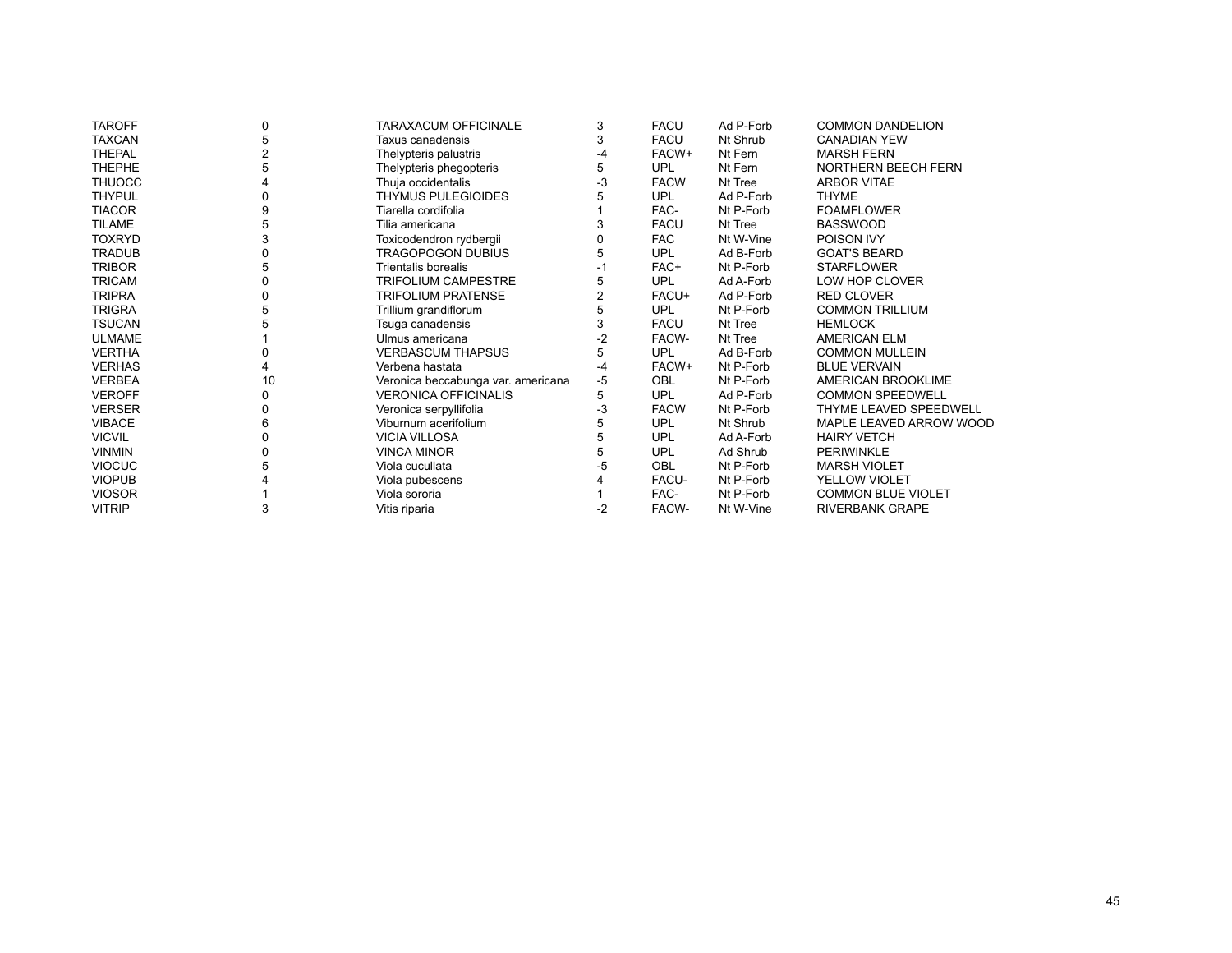| | | | | | | |
|---|---|---|---|---|---|---|
| TAROFF | 0 | TARAXACUM OFFICINALE | 3 | FACU | Ad P-Forb | COMMON DANDELION |
| TAXCAN | 5 | Taxus canadensis | 3 | FACU | Nt Shrub | CANADIAN YEW |
| THEPAL | 2 | Thelypteris palustris | -4 | FACW+ | Nt Fern | MARSH FERN |
| THEPHE | 5 | Thelypteris phegopteris | 5 | UPL | Nt Fern | NORTHERN BEECH FERN |
| THUOCC | 4 | Thuja occidentalis | -3 | FACW | Nt Tree | ARBOR VITAE |
| THYPUL | 0 | THYMUS PULEGIOIDES | 5 | UPL | Ad P-Forb | THYME |
| TIACOR | 9 | Tiarella cordifolia | 1 | FAC- | Nt P-Forb | FOAMFLOWER |
| TILAME | 5 | Tilia americana | 3 | FACU | Nt Tree | BASSWOOD |
| TOXRYD | 3 | Toxicodendron rydbergii | 0 | FAC | Nt W-Vine | POISON IVY |
| TRADUB | 0 | TRAGOPOGON DUBIUS | 5 | UPL | Ad B-Forb | GOAT'S BEARD |
| TRIBOR | 5 | Trientalis borealis | -1 | FAC+ | Nt P-Forb | STARFLOWER |
| TRICAM | 0 | TRIFOLIUM CAMPESTRE | 5 | UPL | Ad A-Forb | LOW HOP CLOVER |
| TRIPRA | 0 | TRIFOLIUM PRATENSE | 2 | FACU+ | Ad P-Forb | RED CLOVER |
| TRIGRA | 5 | Trillium grandiflorum | 5 | UPL | Nt P-Forb | COMMON TRILLIUM |
| TSUCAN | 5 | Tsuga canadensis | 3 | FACU | Nt Tree | HEMLOCK |
| ULMAME | 1 | Ulmus americana | -2 | FACW- | Nt Tree | AMERICAN ELM |
| VERTHA | 0 | VERBASCUM THAPSUS | 5 | UPL | Ad B-Forb | COMMON MULLEIN |
| VERHAS | 4 | Verbena hastata | -4 | FACW+ | Nt P-Forb | BLUE VERVAIN |
| VERBEA | 10 | Veronica beccabunga var. americana | -5 | OBL | Nt P-Forb | AMERICAN BROOKLIME |
| VEROFF | 0 | VERONICA OFFICINALIS | 5 | UPL | Ad P-Forb | COMMON SPEEDWELL |
| VERSER | 0 | Veronica serpyllifolia | -3 | FACW | Nt P-Forb | THYME LEAVED SPEEDWELL |
| VIBACE | 6 | Viburnum acerifolium | 5 | UPL | Nt Shrub | MAPLE LEAVED ARROW WOOD |
| VICVIL | 0 | VICIA VILLOSA | 5 | UPL | Ad A-Forb | HAIRY VETCH |
| VINMIN | 0 | VINCA MINOR | 5 | UPL | Ad Shrub | PERIWINKLE |
| VIOCUC | 5 | Viola cucullata | -5 | OBL | Nt P-Forb | MARSH VIOLET |
| VIOPUB | 4 | Viola pubescens | 4 | FACU- | Nt P-Forb | YELLOW VIOLET |
| VIOSOR | 1 | Viola sororia | 1 | FAC- | Nt P-Forb | COMMON BLUE VIOLET |
| VITRIP | 3 | Vitis riparia | -2 | FACW- | Nt W-Vine | RIVERBANK GRAPE |